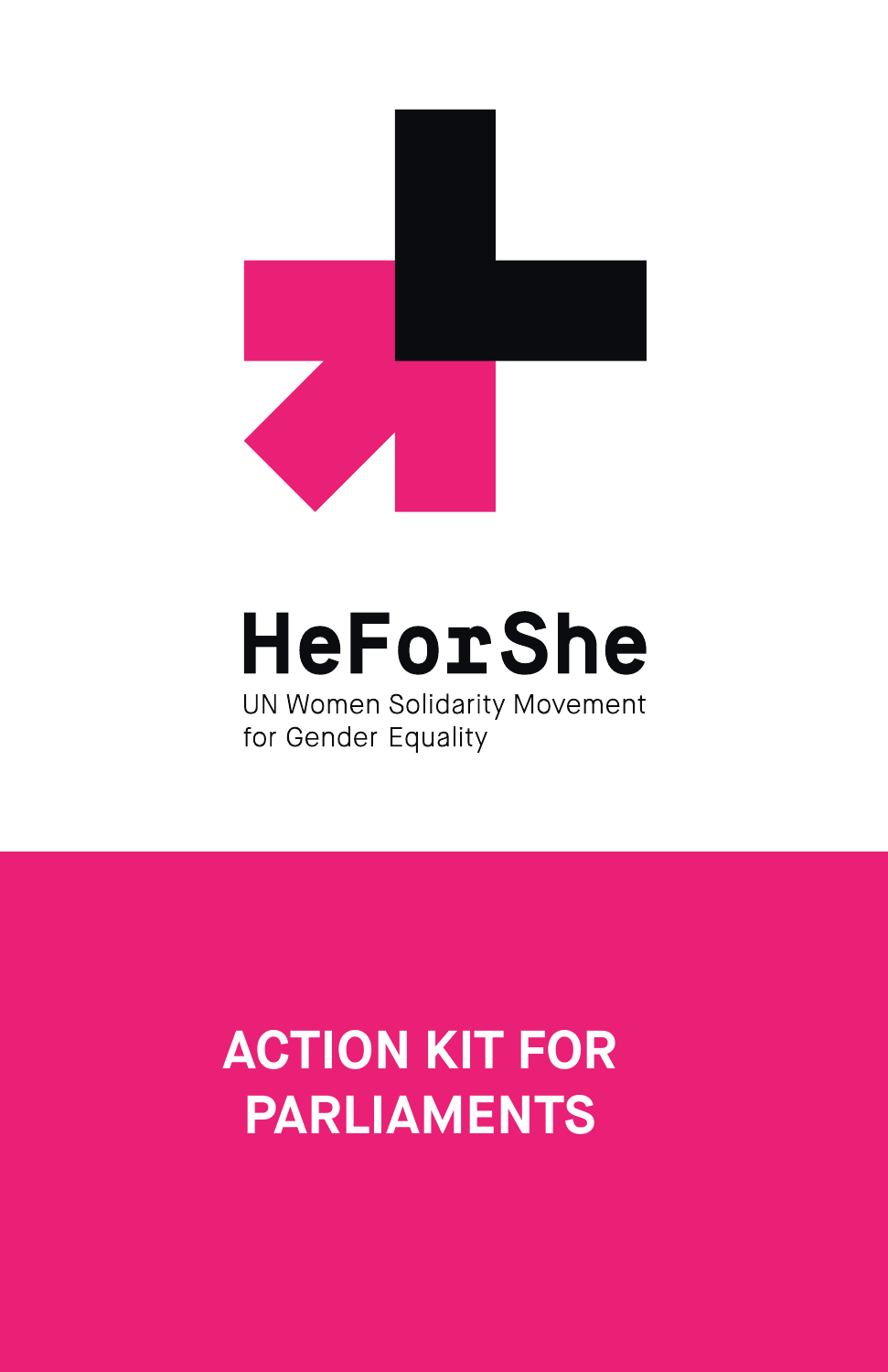HeForShe

UN Women Solidarity Movement for Gender Equality

# ACTION KIT FOR PARLIAMENTS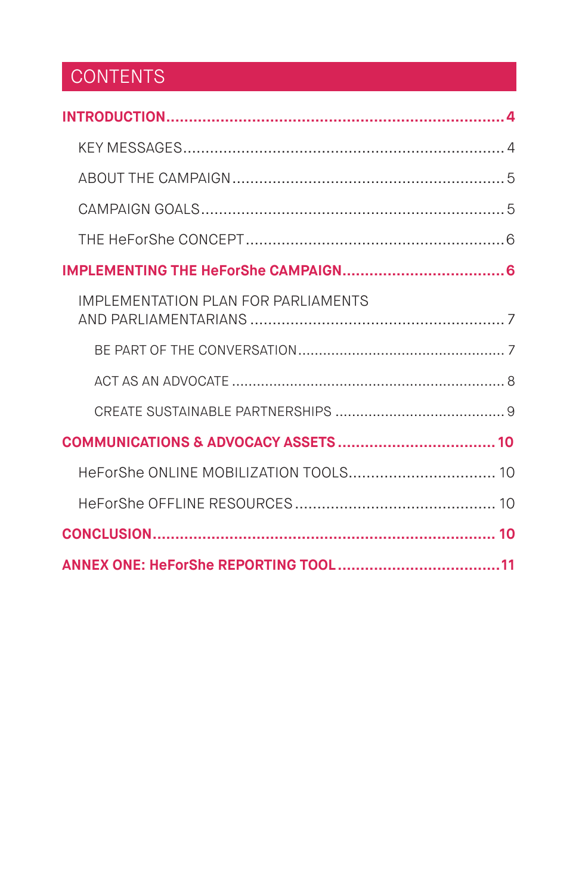# CONTENTS

**INTRODUCTION** .......... **4**

- KEY MESSAGES .......... 4
- ABOUT THE CAMPAIGN .......... 5
- CAMPAIGN GOALS .......... 5
- THE HeForShe CONCEPT .......... 6

**IMPLEMENTING THE HeForShe CAMPAIGN** .......... **6**

- IMPLEMENTATION PLAN FOR PARLIAMENTS AND PARLIAMENTARIANS .......... 7
  - BE PART OF THE CONVERSATION .......... 7
  - ACT AS AN ADVOCATE .......... 8
  - CREATE SUSTAINABLE PARTNERSHIPS .......... 9

**COMMUNICATIONS & ADVOCACY ASSETS** .......... **10**

- HeForShe ONLINE MOBILIZATION TOOLS .......... 10
- HeForShe OFFLINE RESOURCES .......... 10

**CONCLUSION** .......... **10**

**ANNEX ONE: HeForShe REPORTING TOOL** .......... **11**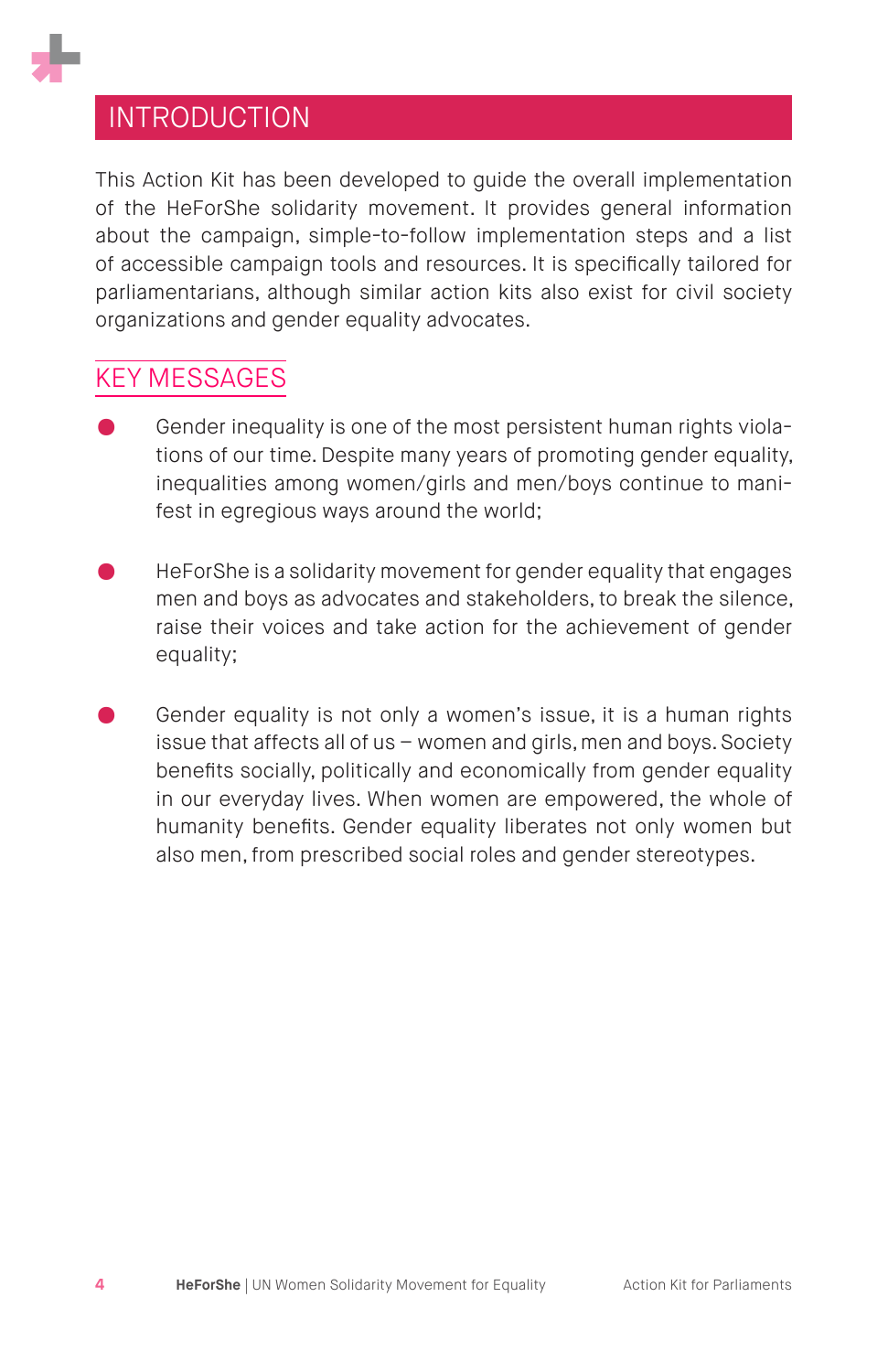## INTRODUCTION

This Action Kit has been developed to guide the overall implementation of the HeForShe solidarity movement. It provides general information about the campaign, simple-to-follow implementation steps and a list of accessible campaign tools and resources. It is specifically tailored for parliamentarians, although similar action kits also exist for civil society organizations and gender equality advocates.

### KEY MESSAGES

- Gender inequality is one of the most persistent human rights violations of our time. Despite many years of promoting gender equality, inequalities among women/girls and men/boys continue to manifest in egregious ways around the world;

- HeForShe is a solidarity movement for gender equality that engages men and boys as advocates and stakeholders, to break the silence, raise their voices and take action for the achievement of gender equality;

- Gender equality is not only a women's issue, it is a human rights issue that affects all of us – women and girls, men and boys. Society benefits socially, politically and economically from gender equality in our everyday lives. When women are empowered, the whole of humanity benefits. Gender equality liberates not only women but also men, from prescribed social roles and gender stereotypes.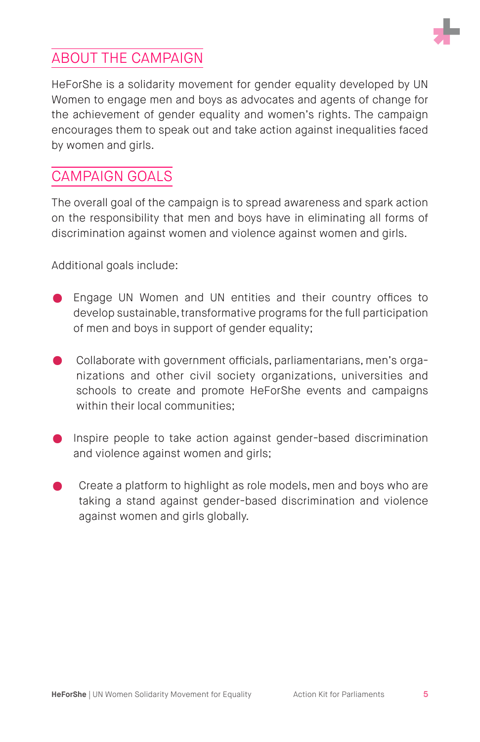## ABOUT THE CAMPAIGN

HeForShe is a solidarity movement for gender equality developed by UN Women to engage men and boys as advocates and agents of change for the achievement of gender equality and women's rights. The campaign encourages them to speak out and take action against inequalities faced by women and girls.

## CAMPAIGN GOALS

The overall goal of the campaign is to spread awareness and spark action on the responsibility that men and boys have in eliminating all forms of discrimination against women and violence against women and girls.

Additional goals include:

- Engage UN Women and UN entities and their country offices to develop sustainable, transformative programs for the full participation of men and boys in support of gender equality;
- Collaborate with government officials, parliamentarians, men's organizations and other civil society organizations, universities and schools to create and promote HeForShe events and campaigns within their local communities;
- Inspire people to take action against gender-based discrimination and violence against women and girls;
- Create a platform to highlight as role models, men and boys who are taking a stand against gender-based discrimination and violence against women and girls globally.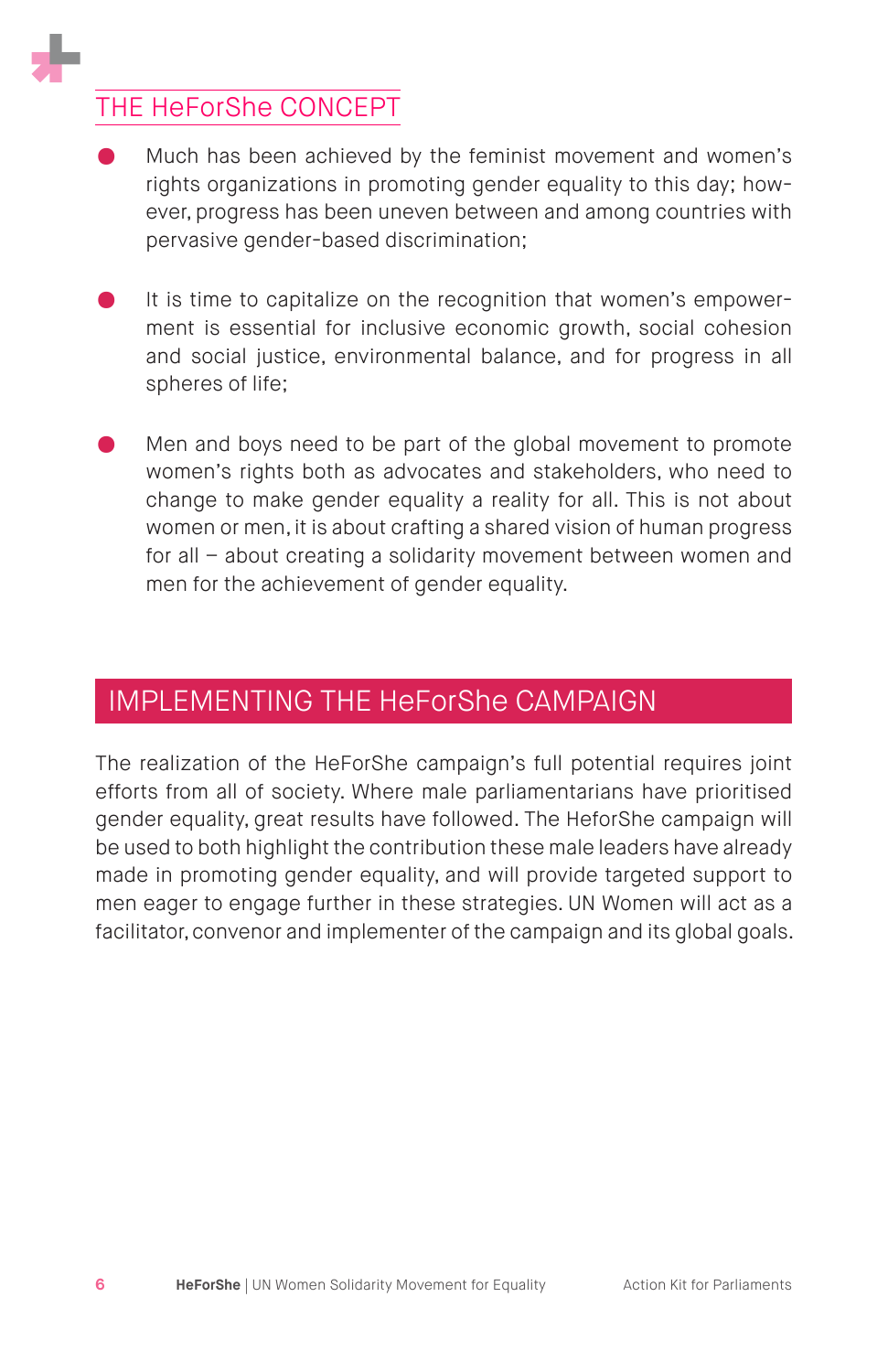## THE HeForShe CONCEPT

- Much has been achieved by the feminist movement and women's rights organizations in promoting gender equality to this day; however, progress has been uneven between and among countries with pervasive gender-based discrimination;

- It is time to capitalize on the recognition that women's empowerment is essential for inclusive economic growth, social cohesion and social justice, environmental balance, and for progress in all spheres of life;

- Men and boys need to be part of the global movement to promote women's rights both as advocates and stakeholders, who need to change to make gender equality a reality for all. This is not about women or men, it is about crafting a shared vision of human progress for all – about creating a solidarity movement between women and men for the achievement of gender equality.

## IMPLEMENTING THE HeForShe CAMPAIGN

The realization of the HeForShe campaign's full potential requires joint efforts from all of society. Where male parliamentarians have prioritised gender equality, great results have followed. The HeforShe campaign will be used to both highlight the contribution these male leaders have already made in promoting gender equality, and will provide targeted support to men eager to engage further in these strategies. UN Women will act as a facilitator, convenor and implementer of the campaign and its global goals.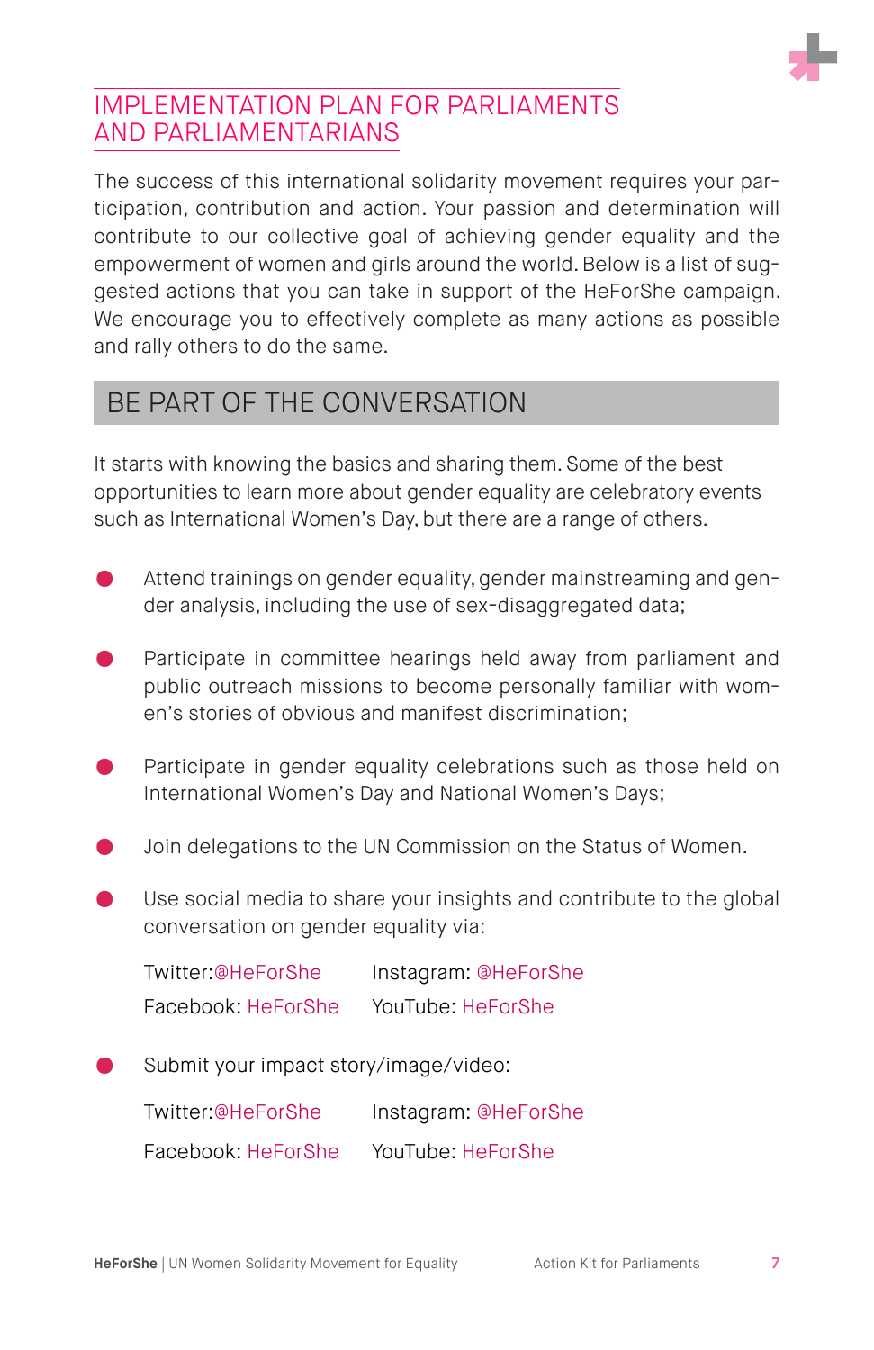## IMPLEMENTATION PLAN FOR PARLIAMENTS AND PARLIAMENTARIANS

The success of this international solidarity movement requires your participation, contribution and action. Your passion and determination will contribute to our collective goal of achieving gender equality and the empowerment of women and girls around the world. Below is a list of suggested actions that you can take in support of the HeForShe campaign. We encourage you to effectively complete as many actions as possible and rally others to do the same.

### BE PART OF THE CONVERSATION

It starts with knowing the basics and sharing them. Some of the best opportunities to learn more about gender equality are celebratory events such as International Women's Day, but there are a range of others.

- Attend trainings on gender equality, gender mainstreaming and gender analysis, including the use of sex-disaggregated data;
- Participate in committee hearings held away from parliament and public outreach missions to become personally familiar with women's stories of obvious and manifest discrimination;
- Participate in gender equality celebrations such as those held on International Women's Day and National Women's Days;
- Join delegations to the UN Commission on the Status of Women.
- Use social media to share your insights and contribute to the global conversation on gender equality via:

  Twitter:@HeForShe　　Instagram: @HeForShe
  Facebook: HeForShe　　YouTube: HeForShe

- Submit your impact story/image/video:

  Twitter:@HeForShe　　Instagram: @HeForShe
  Facebook: HeForShe　　YouTube: HeForShe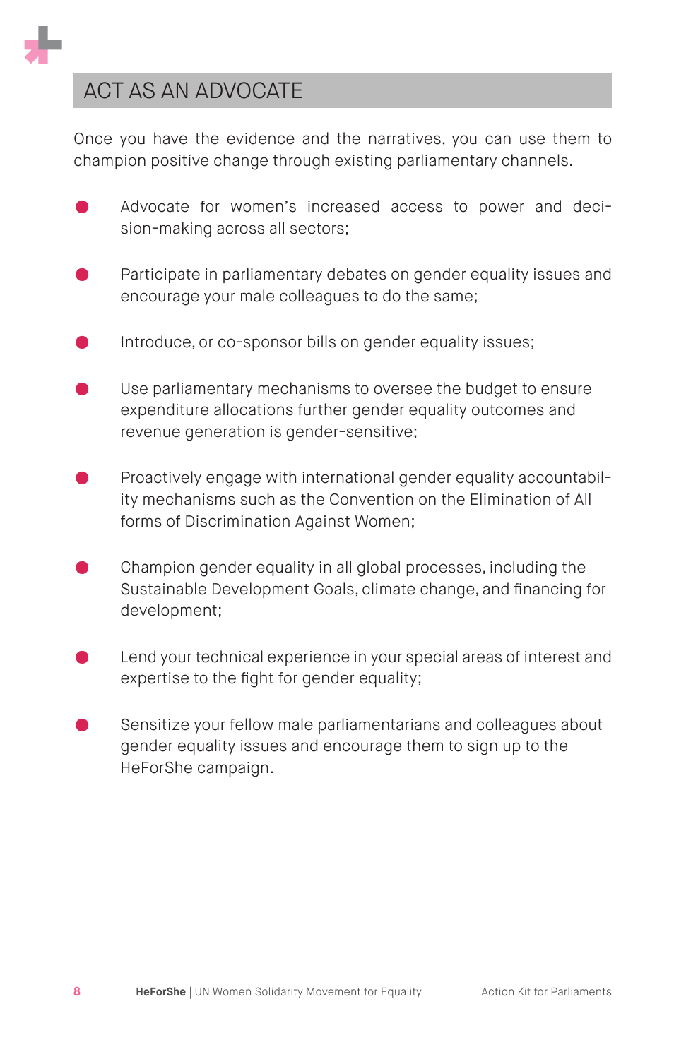## ACT AS AN ADVOCATE

Once you have the evidence and the narratives, you can use them to champion positive change through existing parliamentary channels.

- Advocate for women's increased access to power and decision-making across all sectors;
- Participate in parliamentary debates on gender equality issues and encourage your male colleagues to do the same;
- Introduce, or co-sponsor bills on gender equality issues;
- Use parliamentary mechanisms to oversee the budget to ensure expenditure allocations further gender equality outcomes and revenue generation is gender-sensitive;
- Proactively engage with international gender equality accountability mechanisms such as the Convention on the Elimination of All forms of Discrimination Against Women;
- Champion gender equality in all global processes, including the Sustainable Development Goals, climate change, and financing for development;
- Lend your technical experience in your special areas of interest and expertise to the fight for gender equality;
- Sensitize your fellow male parliamentarians and colleagues about gender equality issues and encourage them to sign up to the HeForShe campaign.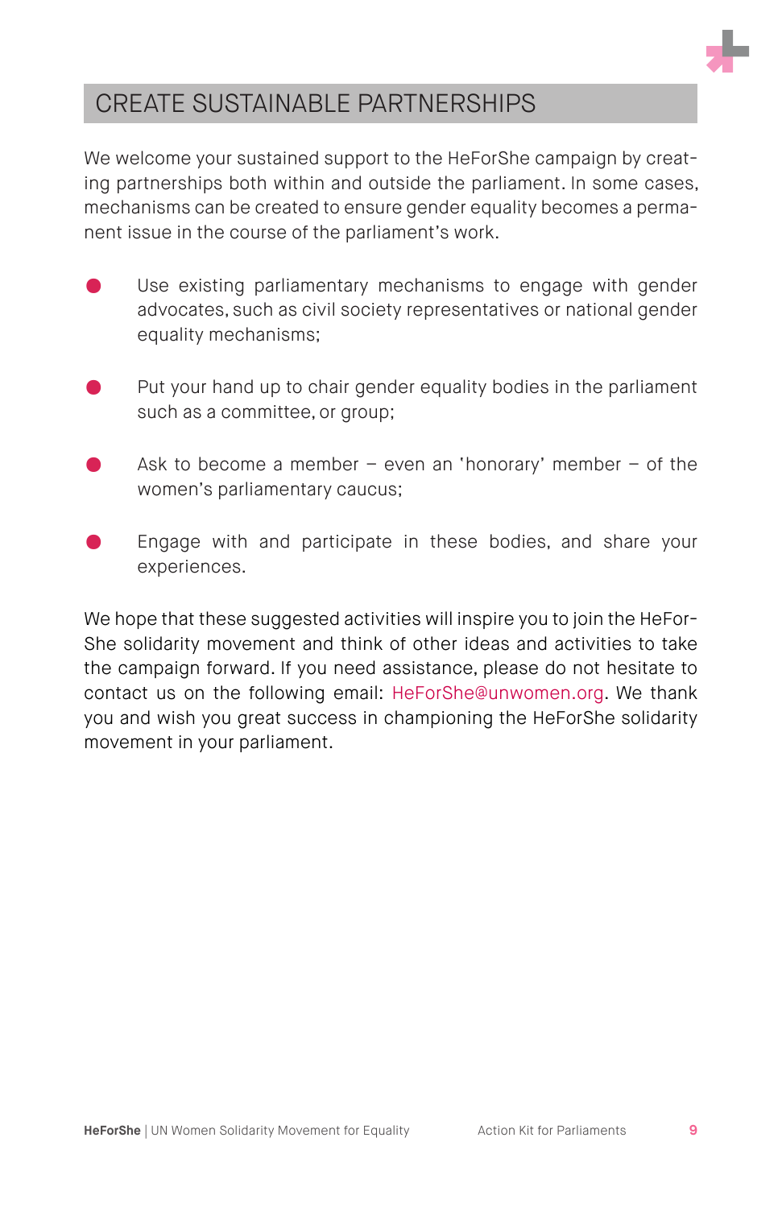## CREATE SUSTAINABLE PARTNERSHIPS

We welcome your sustained support to the HeForShe campaign by creating partnerships both within and outside the parliament. In some cases, mechanisms can be created to ensure gender equality becomes a permanent issue in the course of the parliament's work.

- Use existing parliamentary mechanisms to engage with gender advocates, such as civil society representatives or national gender equality mechanisms;
- Put your hand up to chair gender equality bodies in the parliament such as a committee, or group;
- Ask to become a member – even an 'honorary' member – of the women's parliamentary caucus;
- Engage with and participate in these bodies, and share your experiences.

We hope that these suggested activities will inspire you to join the HeForShe solidarity movement and think of other ideas and activities to take the campaign forward. If you need assistance, please do not hesitate to contact us on the following email: HeForShe@unwomen.org. We thank you and wish you great success in championing the HeForShe solidarity movement in your parliament.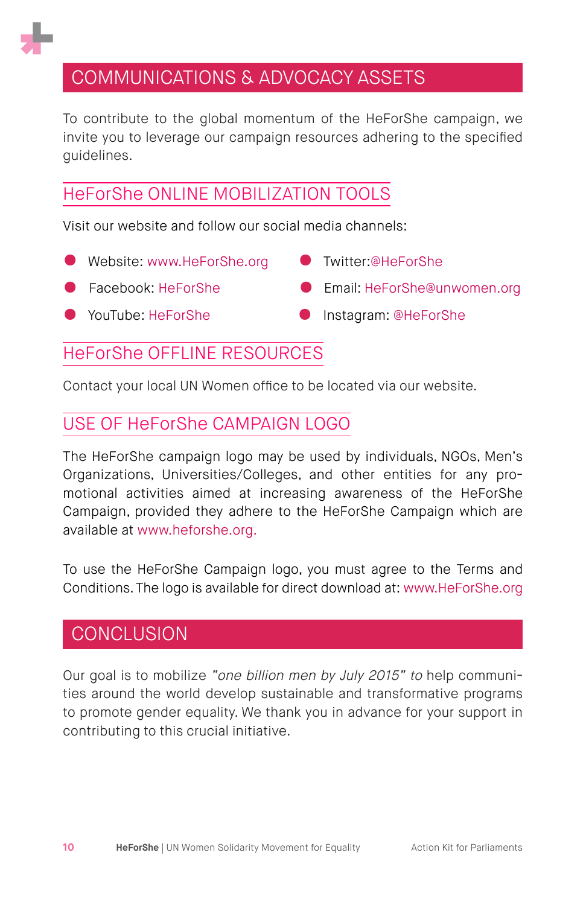# COMMUNICATIONS & ADVOCACY ASSETS

To contribute to the global momentum of the HeForShe campaign, we invite you to leverage our campaign resources adhering to the specified guidelines.

## HeForShe ONLINE MOBILIZATION TOOLS

Visit our website and follow our social media channels:

- Website: www.HeForShe.org
- Facebook: HeForShe
- YouTube: HeForShe
- Twitter:@HeForShe
- Email: HeForShe@unwomen.org
- Instagram: @HeForShe

## HeForShe OFFLINE RESOURCES

Contact your local UN Women office to be located via our website.

## USE OF HeForShe CAMPAIGN LOGO

The HeForShe campaign logo may be used by individuals, NGOs, Men's Organizations, Universities/Colleges, and other entities for any promotional activities aimed at increasing awareness of the HeForShe Campaign, provided they adhere to the HeForShe Campaign which are available at www.heforshe.org.

To use the HeForShe Campaign logo, you must agree to the Terms and Conditions. The logo is available for direct download at: www.HeForShe.org

# CONCLUSION

Our goal is to mobilize *"one billion men by July 2015" to* help communities around the world develop sustainable and transformative programs to promote gender equality. We thank you in advance for your support in contributing to this crucial initiative.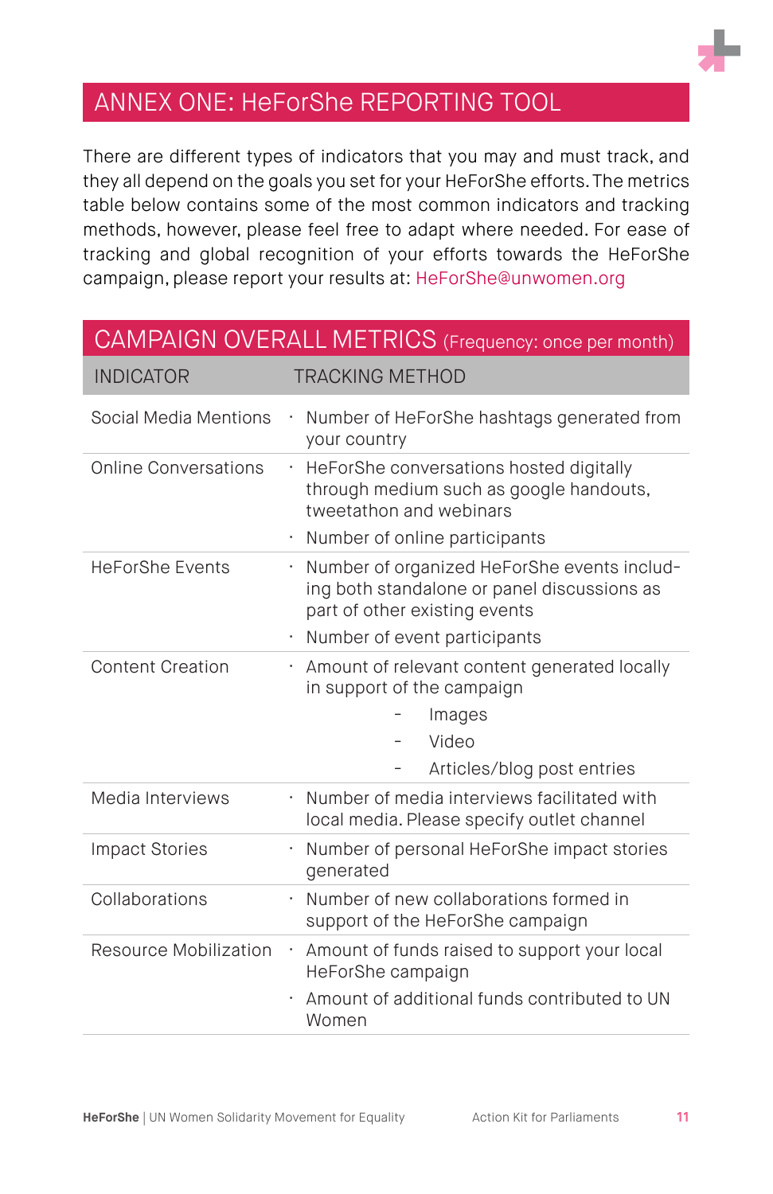# ANNEX ONE: HeForShe REPORTING TOOL

There are different types of indicators that you may and must track, and they all depend on the goals you set for your HeForShe efforts. The metrics table below contains some of the most common indicators and tracking methods, however, please feel free to adapt where needed. For ease of tracking and global recognition of your efforts towards the HeForShe campaign, please report your results at: HeForShe@unwomen.org

## CAMPAIGN OVERALL METRICS (Frequency: once per month)

| INDICATOR | TRACKING METHOD |
|---|---|
| Social Media Mentions | · Number of HeForShe hashtags generated from your country |
| Online Conversations | · HeForShe conversations hosted digitally through medium such as google handouts, tweetathon and webinars<br>· Number of online participants |
| HeForShe Events | · Number of organized HeForShe events including both standalone or panel discussions as part of other existing events<br>· Number of event participants |
| Content Creation | · Amount of relevant content generated locally in support of the campaign<br>- Images<br>- Video<br>- Articles/blog post entries |
| Media Interviews | · Number of media interviews facilitated with local media. Please specify outlet channel |
| Impact Stories | · Number of personal HeForShe impact stories generated |
| Collaborations | · Number of new collaborations formed in support of the HeForShe campaign |
| Resource Mobilization | · Amount of funds raised to support your local HeForShe campaign<br>· Amount of additional funds contributed to UN Women |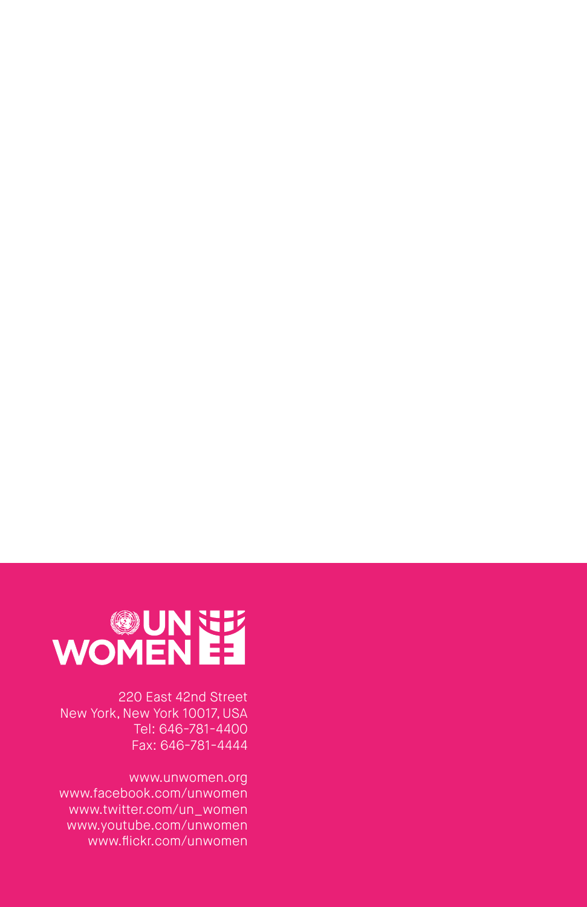UN WOMEN

220 East 42nd Street
New York, New York 10017, USA
Tel: 646-781-4400
Fax: 646-781-4444

www.unwomen.org
www.facebook.com/unwomen
www.twitter.com/un_women
www.youtube.com/unwomen
www.flickr.com/unwomen